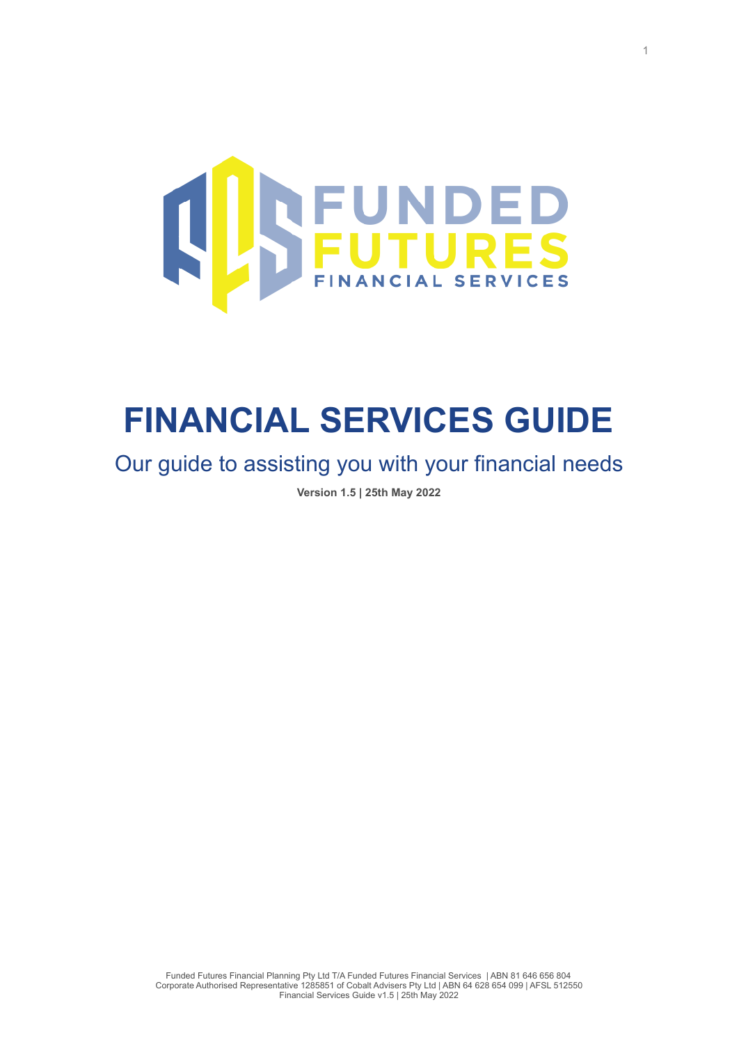FUNDED FUTURES FINANCIAL SERVICES

# FINANCIAL SERVICES GUIDE

## Our guide to assisting you with your financial needs

**Version 1.5 | 25th May 2022**

Funded Futures Financial Planning Pty Ltd T/A Funded Futures Financial Services | ABN 81 646 656 804
Corporate Authorised Representative 1285851 of Cobalt Advisers Pty Ltd | ABN 64 628 654 099 | AFSL 512550
Financial Services Guide v1.5 | 25th May 2022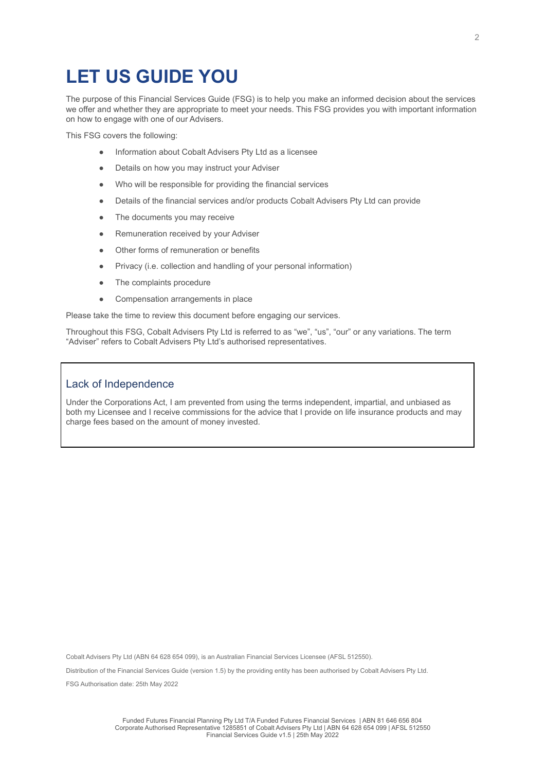# LET US GUIDE YOU

The purpose of this Financial Services Guide (FSG) is to help you make an informed decision about the services we offer and whether they are appropriate to meet your needs. This FSG provides you with important information on how to engage with one of our Advisers.

This FSG covers the following:

- Information about Cobalt Advisers Pty Ltd as a licensee
- Details on how you may instruct your Adviser
- Who will be responsible for providing the financial services
- Details of the financial services and/or products Cobalt Advisers Pty Ltd can provide
- The documents you may receive
- Remuneration received by your Adviser
- Other forms of remuneration or benefits
- Privacy (i.e. collection and handling of your personal information)
- The complaints procedure
- Compensation arrangements in place

Please take the time to review this document before engaging our services.

Throughout this FSG, Cobalt Advisers Pty Ltd is referred to as "we", "us", "our" or any variations. The term "Adviser" refers to Cobalt Advisers Pty Ltd's authorised representatives.

## Lack of Independence

Under the Corporations Act, I am prevented from using the terms independent, impartial, and unbiased as both my Licensee and I receive commissions for the advice that I provide on life insurance products and may charge fees based on the amount of money invested.

Cobalt Advisers Pty Ltd (ABN 64 628 654 099), is an Australian Financial Services Licensee (AFSL 512550).

Distribution of the Financial Services Guide (version 1.5) by the providing entity has been authorised by Cobalt Advisers Pty Ltd.

FSG Authorisation date: 25th May 2022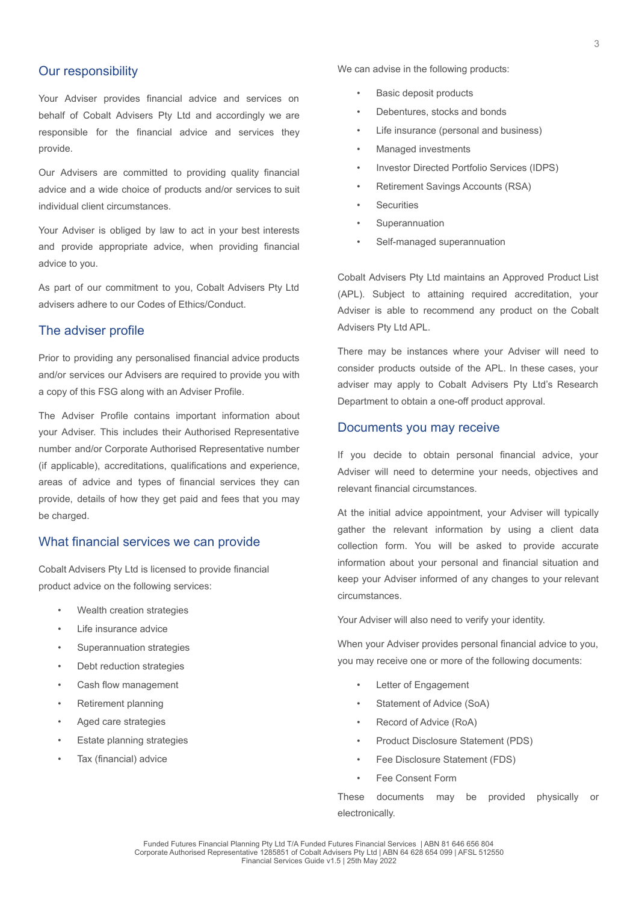## Our responsibility

Your Adviser provides financial advice and services on behalf of Cobalt Advisers Pty Ltd and accordingly we are responsible for the financial advice and services they provide.

Our Advisers are committed to providing quality financial advice and a wide choice of products and/or services to suit individual client circumstances.

Your Adviser is obliged by law to act in your best interests and provide appropriate advice, when providing financial advice to you.

As part of our commitment to you, Cobalt Advisers Pty Ltd advisers adhere to our Codes of Ethics/Conduct.

## The adviser profile

Prior to providing any personalised financial advice products and/or services our Advisers are required to provide you with a copy of this FSG along with an Adviser Profile.

The Adviser Profile contains important information about your Adviser. This includes their Authorised Representative number and/or Corporate Authorised Representative number (if applicable), accreditations, qualifications and experience, areas of advice and types of financial services they can provide, details of how they get paid and fees that you may be charged.

## What financial services we can provide

Cobalt Advisers Pty Ltd is licensed to provide financial product advice on the following services:

- Wealth creation strategies
- Life insurance advice
- Superannuation strategies
- Debt reduction strategies
- Cash flow management
- Retirement planning
- Aged care strategies
- Estate planning strategies
- Tax (financial) advice

We can advise in the following products:

- Basic deposit products
- Debentures, stocks and bonds
- Life insurance (personal and business)
- Managed investments
- Investor Directed Portfolio Services (IDPS)
- Retirement Savings Accounts (RSA)
- Securities
- Superannuation
- Self-managed superannuation

Cobalt Advisers Pty Ltd maintains an Approved Product List (APL). Subject to attaining required accreditation, your Adviser is able to recommend any product on the Cobalt Advisers Pty Ltd APL.

There may be instances where your Adviser will need to consider products outside of the APL. In these cases, your adviser may apply to Cobalt Advisers Pty Ltd's Research Department to obtain a one-off product approval.

## Documents you may receive

If you decide to obtain personal financial advice, your Adviser will need to determine your needs, objectives and relevant financial circumstances.

At the initial advice appointment, your Adviser will typically gather the relevant information by using a client data collection form. You will be asked to provide accurate information about your personal and financial situation and keep your Adviser informed of any changes to your relevant circumstances.

Your Adviser will also need to verify your identity.

When your Adviser provides personal financial advice to you, you may receive one or more of the following documents:

- Letter of Engagement
- Statement of Advice (SoA)
- Record of Advice (RoA)
- Product Disclosure Statement (PDS)
- Fee Disclosure Statement (FDS)
- Fee Consent Form

These documents may be provided physically or electronically.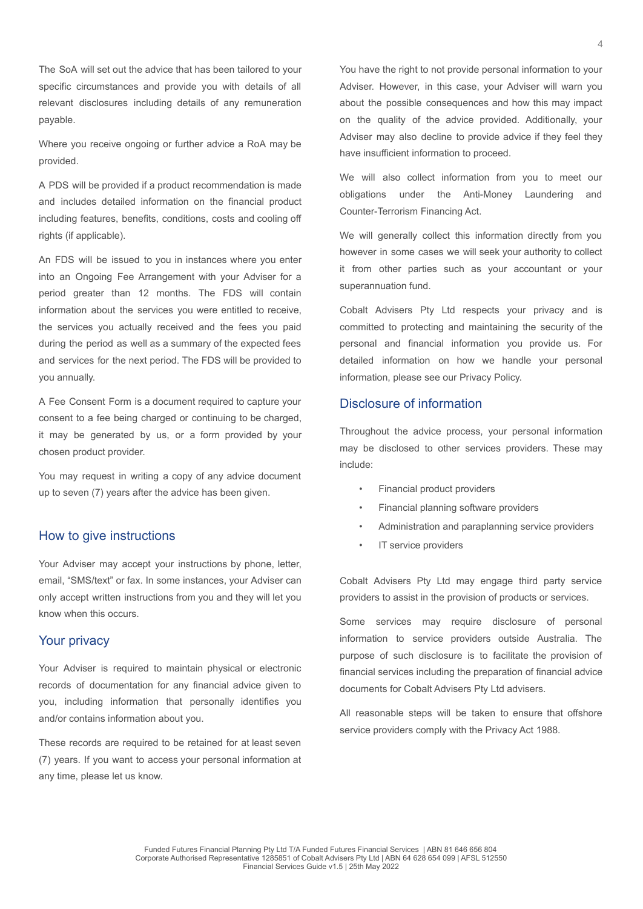The SoA will set out the advice that has been tailored to your specific circumstances and provide you with details of all relevant disclosures including details of any remuneration payable.

Where you receive ongoing or further advice a RoA may be provided.

A PDS will be provided if a product recommendation is made and includes detailed information on the financial product including features, benefits, conditions, costs and cooling off rights (if applicable).

An FDS will be issued to you in instances where you enter into an Ongoing Fee Arrangement with your Adviser for a period greater than 12 months. The FDS will contain information about the services you were entitled to receive, the services you actually received and the fees you paid during the period as well as a summary of the expected fees and services for the next period. The FDS will be provided to you annually.

A Fee Consent Form is a document required to capture your consent to a fee being charged or continuing to be charged, it may be generated by us, or a form provided by your chosen product provider.

You may request in writing a copy of any advice document up to seven (7) years after the advice has been given.

## How to give instructions

Your Adviser may accept your instructions by phone, letter, email, "SMS/text" or fax. In some instances, your Adviser can only accept written instructions from you and they will let you know when this occurs.

## Your privacy

Your Adviser is required to maintain physical or electronic records of documentation for any financial advice given to you, including information that personally identifies you and/or contains information about you.

These records are required to be retained for at least seven (7) years. If you want to access your personal information at any time, please let us know.

You have the right to not provide personal information to your Adviser. However, in this case, your Adviser will warn you about the possible consequences and how this may impact on the quality of the advice provided. Additionally, your Adviser may also decline to provide advice if they feel they have insufficient information to proceed.

We will also collect information from you to meet our obligations under the Anti-Money Laundering and Counter-Terrorism Financing Act.

We will generally collect this information directly from you however in some cases we will seek your authority to collect it from other parties such as your accountant or your superannuation fund.

Cobalt Advisers Pty Ltd respects your privacy and is committed to protecting and maintaining the security of the personal and financial information you provide us. For detailed information on how we handle your personal information, please see our Privacy Policy.

## Disclosure of information

Throughout the advice process, your personal information may be disclosed to other services providers. These may include:

- Financial product providers
- Financial planning software providers
- Administration and paraplanning service providers
- IT service providers

Cobalt Advisers Pty Ltd may engage third party service providers to assist in the provision of products or services.

Some services may require disclosure of personal information to service providers outside Australia. The purpose of such disclosure is to facilitate the provision of financial services including the preparation of financial advice documents for Cobalt Advisers Pty Ltd advisers.

All reasonable steps will be taken to ensure that offshore service providers comply with the Privacy Act 1988.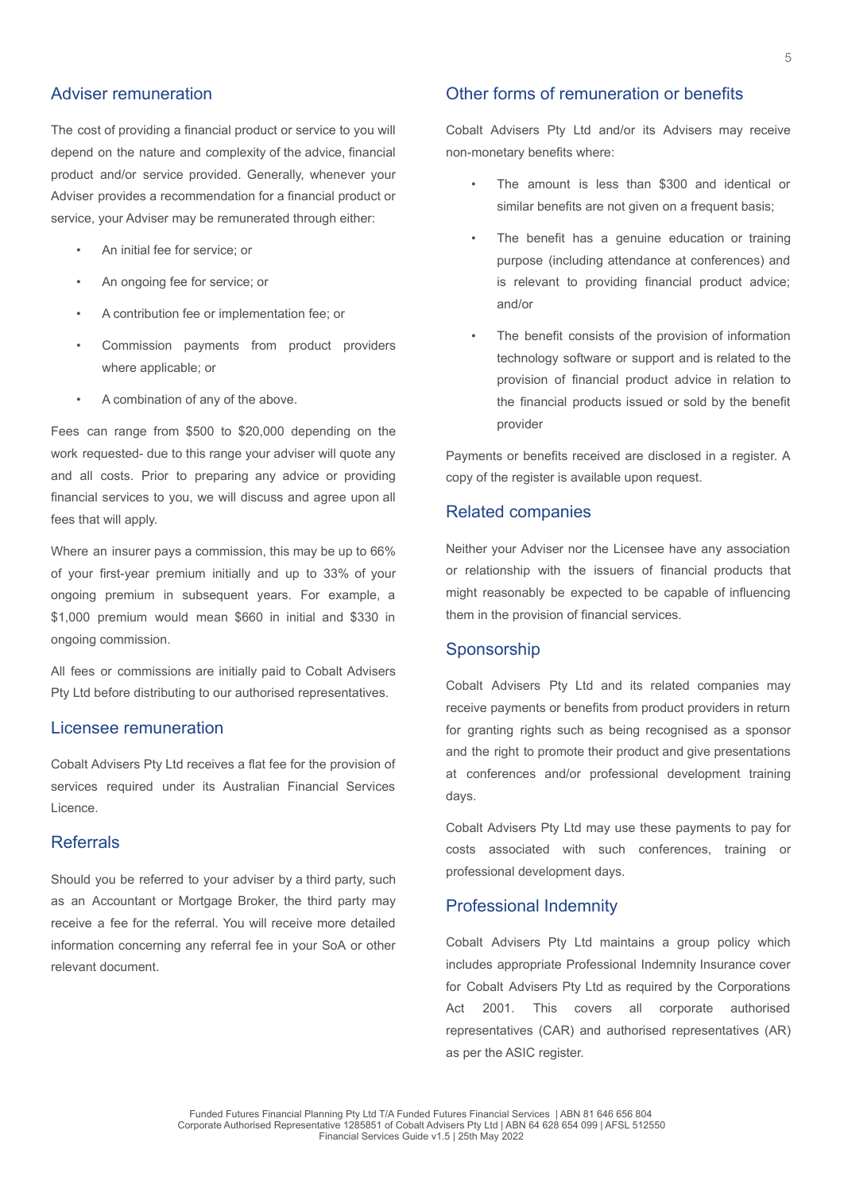## Adviser remuneration

The cost of providing a financial product or service to you will depend on the nature and complexity of the advice, financial product and/or service provided. Generally, whenever your Adviser provides a recommendation for a financial product or service, your Adviser may be remunerated through either:

- An initial fee for service; or
- An ongoing fee for service; or
- A contribution fee or implementation fee; or
- Commission payments from product providers where applicable; or
- A combination of any of the above.

Fees can range from $500 to $20,000 depending on the work requested- due to this range your adviser will quote any and all costs. Prior to preparing any advice or providing financial services to you, we will discuss and agree upon all fees that will apply.

Where an insurer pays a commission, this may be up to 66% of your first-year premium initially and up to 33% of your ongoing premium in subsequent years. For example, a $1,000 premium would mean $660 in initial and $330 in ongoing commission.

All fees or commissions are initially paid to Cobalt Advisers Pty Ltd before distributing to our authorised representatives.

## Licensee remuneration

Cobalt Advisers Pty Ltd receives a flat fee for the provision of services required under its Australian Financial Services Licence.

## Referrals

Should you be referred to your adviser by a third party, such as an Accountant or Mortgage Broker, the third party may receive a fee for the referral. You will receive more detailed information concerning any referral fee in your SoA or other relevant document.

## Other forms of remuneration or benefits

Cobalt Advisers Pty Ltd and/or its Advisers may receive non-monetary benefits where:

- The amount is less than $300 and identical or similar benefits are not given on a frequent basis;
- The benefit has a genuine education or training purpose (including attendance at conferences) and is relevant to providing financial product advice; and/or
- The benefit consists of the provision of information technology software or support and is related to the provision of financial product advice in relation to the financial products issued or sold by the benefit provider

Payments or benefits received are disclosed in a register. A copy of the register is available upon request.

## Related companies

Neither your Adviser nor the Licensee have any association or relationship with the issuers of financial products that might reasonably be expected to be capable of influencing them in the provision of financial services.

## Sponsorship

Cobalt Advisers Pty Ltd and its related companies may receive payments or benefits from product providers in return for granting rights such as being recognised as a sponsor and the right to promote their product and give presentations at conferences and/or professional development training days.

Cobalt Advisers Pty Ltd may use these payments to pay for costs associated with such conferences, training or professional development days.

## Professional Indemnity

Cobalt Advisers Pty Ltd maintains a group policy which includes appropriate Professional Indemnity Insurance cover for Cobalt Advisers Pty Ltd as required by the Corporations Act 2001. This covers all corporate authorised representatives (CAR) and authorised representatives (AR) as per the ASIC register.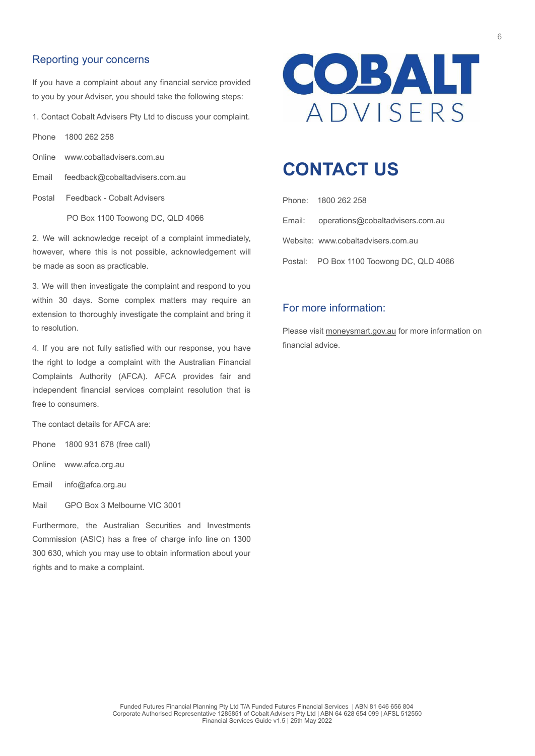## Reporting your concerns

If you have a complaint about any financial service provided to you by your Adviser, you should take the following steps:

1. Contact Cobalt Advisers Pty Ltd to discuss your complaint.

Phone 1800 262 258

Online www.cobaltadvisers.com.au

Email feedback@cobaltadvisers.com.au

Postal Feedback - Cobalt Advisers
PO Box 1100 Toowong DC, QLD 4066

2. We will acknowledge receipt of a complaint immediately, however, where this is not possible, acknowledgement will be made as soon as practicable.

3. We will then investigate the complaint and respond to you within 30 days. Some complex matters may require an extension to thoroughly investigate the complaint and bring it to resolution.

4. If you are not fully satisfied with our response, you have the right to lodge a complaint with the Australian Financial Complaints Authority (AFCA). AFCA provides fair and independent financial services complaint resolution that is free to consumers.

The contact details for AFCA are:

Phone 1800 931 678 (free call)

Online www.afca.org.au

Email info@afca.org.au

Mail GPO Box 3 Melbourne VIC 3001

Furthermore, the Australian Securities and Investments Commission (ASIC) has a free of charge info line on 1300 300 630, which you may use to obtain information about your rights and to make a complaint.

COBALT ADVISERS

# CONTACT US

Phone: 1800 262 258

Email: operations@cobaltadvisers.com.au

Website: www.cobaltadvisers.com.au

Postal: PO Box 1100 Toowong DC, QLD 4066

## For more information:

Please visit moneysmart.gov.au for more information on financial advice.

Funded Futures Financial Planning Pty Ltd T/A Funded Futures Financial Services | ABN 81 646 656 804
Corporate Authorised Representative 1285851 of Cobalt Advisers Pty Ltd | ABN 64 628 654 099 | AFSL 512550
Financial Services Guide v1.5 | 25th May 2022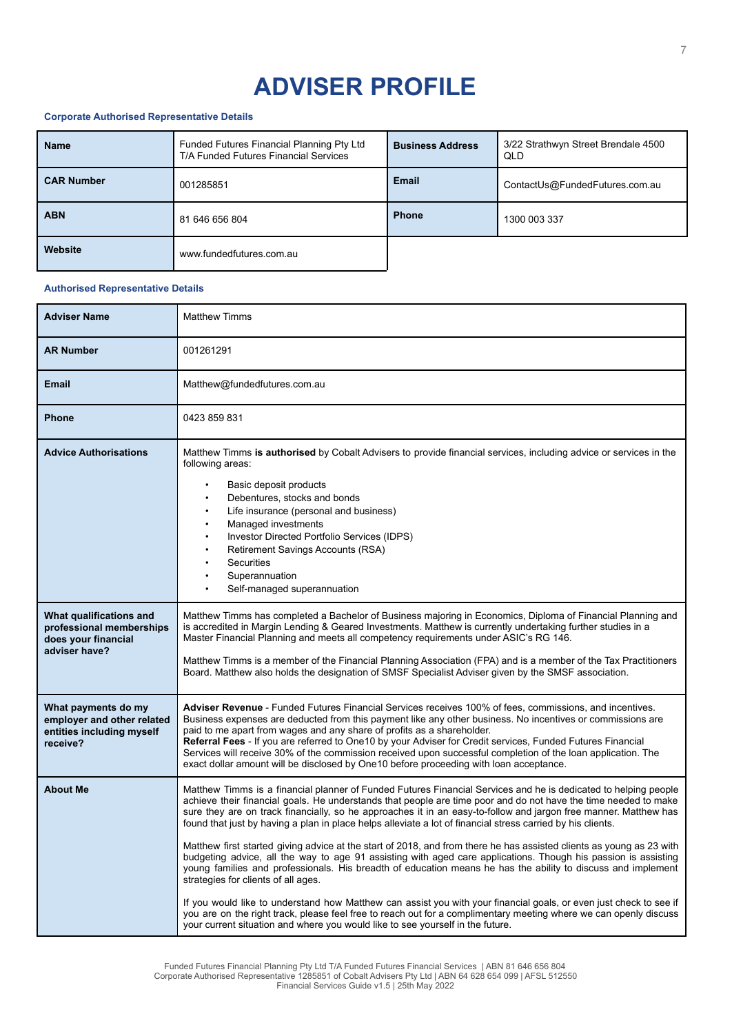# ADVISER PROFILE

### Corporate Authorised Representative Details

| | | | |
|---|---|---|---|
| **Name** | Funded Futures Financial Planning Pty Ltd T/A Funded Futures Financial Services | **Business Address** | 3/22 Strathwyn Street Brendale 4500 QLD |
| **CAR Number** | 001285851 | **Email** | ContactUs@FundedFutures.com.au |
| **ABN** | 81 646 656 804 | **Phone** | 1300 003 337 |
| **Website** | www.fundedfutures.com.au | | |

### Authorised Representative Details

| | |
|---|---|
| **Adviser Name** | Matthew Timms |
| **AR Number** | 001261291 |
| **Email** | Matthew@fundedfutures.com.au |
| **Phone** | 0423 859 831 |
| **Advice Authorisations** | Matthew Timms **is authorised** by Cobalt Advisers to provide financial services, including advice or services in the following areas:<br>• Basic deposit products<br>• Debentures, stocks and bonds<br>• Life insurance (personal and business)<br>• Managed investments<br>• Investor Directed Portfolio Services (IDPS)<br>• Retirement Savings Accounts (RSA)<br>• Securities<br>• Superannuation<br>• Self-managed superannuation |
| **What qualifications and professional memberships does your financial adviser have?** | Matthew Timms has completed a Bachelor of Business majoring in Economics, Diploma of Financial Planning and is accredited in Margin Lending & Geared Investments. Matthew is currently undertaking further studies in a Master Financial Planning and meets all competency requirements under ASIC's RG 146.<br><br>Matthew Timms is a member of the Financial Planning Association (FPA) and is a member of the Tax Practitioners Board. Matthew also holds the designation of SMSF Specialist Adviser given by the SMSF association. |
| **What payments do my employer and other related entities including myself receive?** | **Adviser Revenue** - Funded Futures Financial Services receives 100% of fees, commissions, and incentives. Business expenses are deducted from this payment like any other business. No incentives or commissions are paid to me apart from wages and any share of profits as a shareholder.<br>**Referral Fees** - If you are referred to One10 by your Adviser for Credit services, Funded Futures Financial Services will receive 30% of the commission received upon successful completion of the loan application. The exact dollar amount will be disclosed by One10 before proceeding with loan acceptance. |
| **About Me** | Matthew Timms is a financial planner of Funded Futures Financial Services and he is dedicated to helping people achieve their financial goals. He understands that people are time poor and do not have the time needed to make sure they are on track financially, so he approaches it in an easy-to-follow and jargon free manner. Matthew has found that just by having a plan in place helps alleviate a lot of financial stress carried by his clients.<br><br>Matthew first started giving advice at the start of 2018, and from there he has assisted clients as young as 23 with budgeting advice, all the way to age 91 assisting with aged care applications. Though his passion is assisting young families and professionals. His breadth of education means he has the ability to discuss and implement strategies for clients of all ages.<br><br>If you would like to understand how Matthew can assist you with your financial goals, or even just check to see if you are on the right track, please feel free to reach out for a complimentary meeting where we can openly discuss your current situation and where you would like to see yourself in the future. |

Funded Futures Financial Planning Pty Ltd T/A Funded Futures Financial Services | ABN 81 646 656 804
Corporate Authorised Representative 1285851 of Cobalt Advisers Pty Ltd | ABN 64 628 654 099 | AFSL 512550
Financial Services Guide v1.5 | 25th May 2022